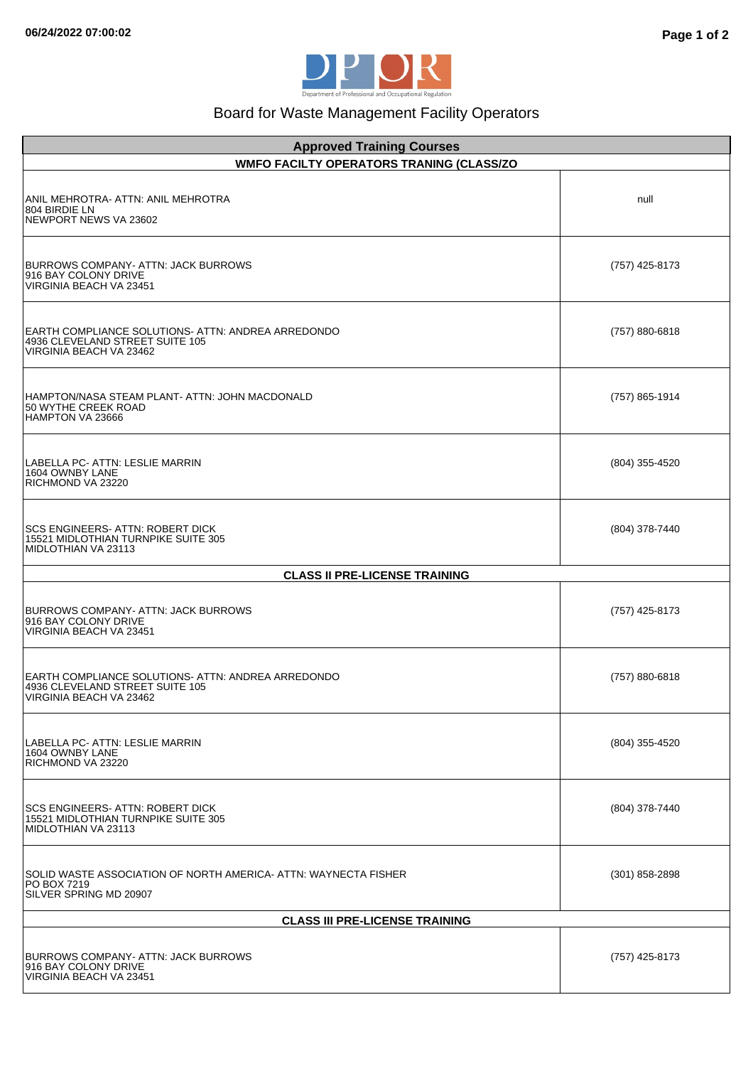06/24/2022 07:00:02

Department of Professional and Occupational Regulation

# Board for Waste Management Facility Operators

| Approved Training Courses | |
|---|---|
| **WMFO FACILTY OPERATORS TRANING (CLASS/ZO** | |
| ANIL MEHROTRA- ATTN: ANIL MEHROTRA<br>804 BIRDIE LN<br>NEWPORT NEWS VA 23602 | null |
| BURROWS COMPANY- ATTN: JACK BURROWS<br>916 BAY COLONY DRIVE<br>VIRGINIA BEACH VA 23451 | (757) 425-8173 |
| EARTH COMPLIANCE SOLUTIONS- ATTN: ANDREA ARREDONDO<br>4936 CLEVELAND STREET SUITE 105<br>VIRGINIA BEACH VA 23462 | (757) 880-6818 |
| HAMPTON/NASA STEAM PLANT- ATTN: JOHN MACDONALD<br>50 WYTHE CREEK ROAD<br>HAMPTON VA 23666 | (757) 865-1914 |
| LABELLA PC- ATTN: LESLIE MARRIN<br>1604 OWNBY LANE<br>RICHMOND VA 23220 | (804) 355-4520 |
| SCS ENGINEERS- ATTN: ROBERT DICK<br>15521 MIDLOTHIAN TURNPIKE SUITE 305<br>MIDLOTHIAN VA 23113 | (804) 378-7440 |
| **CLASS II PRE-LICENSE TRAINING** | |
| BURROWS COMPANY- ATTN: JACK BURROWS<br>916 BAY COLONY DRIVE<br>VIRGINIA BEACH VA 23451 | (757) 425-8173 |
| EARTH COMPLIANCE SOLUTIONS- ATTN: ANDREA ARREDONDO<br>4936 CLEVELAND STREET SUITE 105<br>VIRGINIA BEACH VA 23462 | (757) 880-6818 |
| LABELLA PC- ATTN: LESLIE MARRIN<br>1604 OWNBY LANE<br>RICHMOND VA 23220 | (804) 355-4520 |
| SCS ENGINEERS- ATTN: ROBERT DICK<br>15521 MIDLOTHIAN TURNPIKE SUITE 305<br>MIDLOTHIAN VA 23113 | (804) 378-7440 |
| SOLID WASTE ASSOCIATION OF NORTH AMERICA- ATTN: WAYNECTA FISHER<br>PO BOX 7219<br>SILVER SPRING MD 20907 | (301) 858-2898 |
| **CLASS III PRE-LICENSE TRAINING** | |
| BURROWS COMPANY- ATTN: JACK BURROWS<br>916 BAY COLONY DRIVE<br>VIRGINIA BEACH VA 23451 | (757) 425-8173 |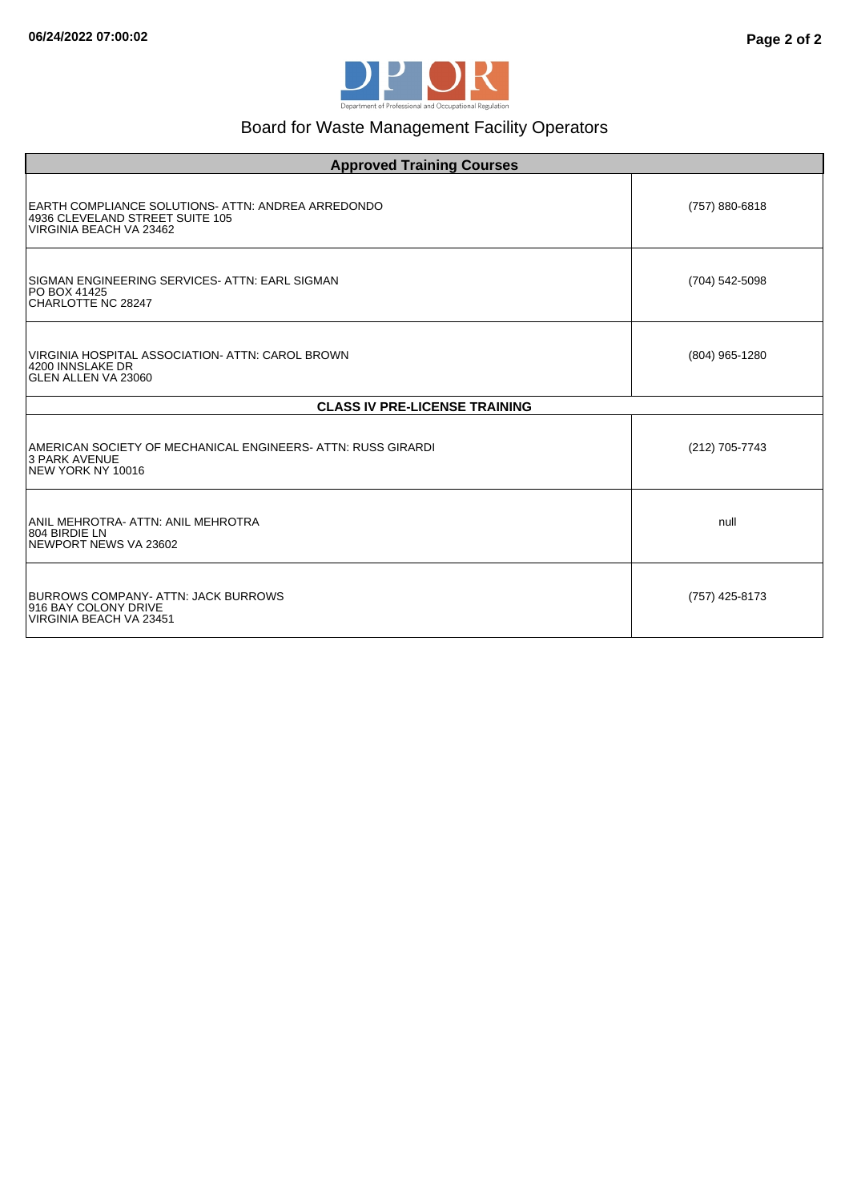# Board for Waste Management Facility Operators

| Approved Training Courses | |
|---|---|
| EARTH COMPLIANCE SOLUTIONS- ATTN: ANDREA ARREDONDO<br>4936 CLEVELAND STREET SUITE 105<br>VIRGINIA BEACH VA 23462 | (757) 880-6818 |
| SIGMAN ENGINEERING SERVICES- ATTN: EARL SIGMAN<br>PO BOX 41425<br>CHARLOTTE NC 28247 | (704) 542-5098 |
| VIRGINIA HOSPITAL ASSOCIATION- ATTN: CAROL BROWN<br>4200 INNSLAKE DR<br>GLEN ALLEN VA 23060 | (804) 965-1280 |
| **CLASS IV PRE-LICENSE TRAINING** | |
| AMERICAN SOCIETY OF MECHANICAL ENGINEERS- ATTN: RUSS GIRARDI<br>3 PARK AVENUE<br>NEW YORK NY 10016 | (212) 705-7743 |
| ANIL MEHROTRA- ATTN: ANIL MEHROTRA<br>804 BIRDIE LN<br>NEWPORT NEWS VA 23602 | null |
| BURROWS COMPANY- ATTN: JACK BURROWS<br>916 BAY COLONY DRIVE<br>VIRGINIA BEACH VA 23451 | (757) 425-8173 |